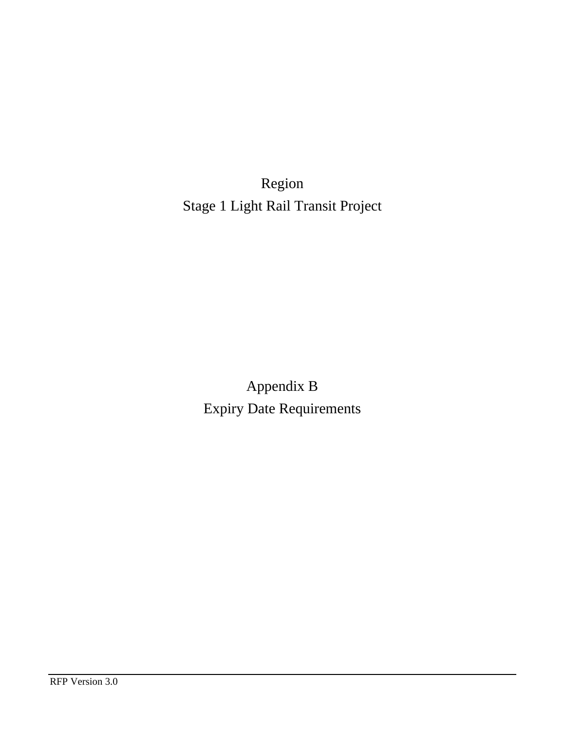# Region
# Stage 1 Light Rail Transit Project

## Appendix B
## Expiry Date Requirements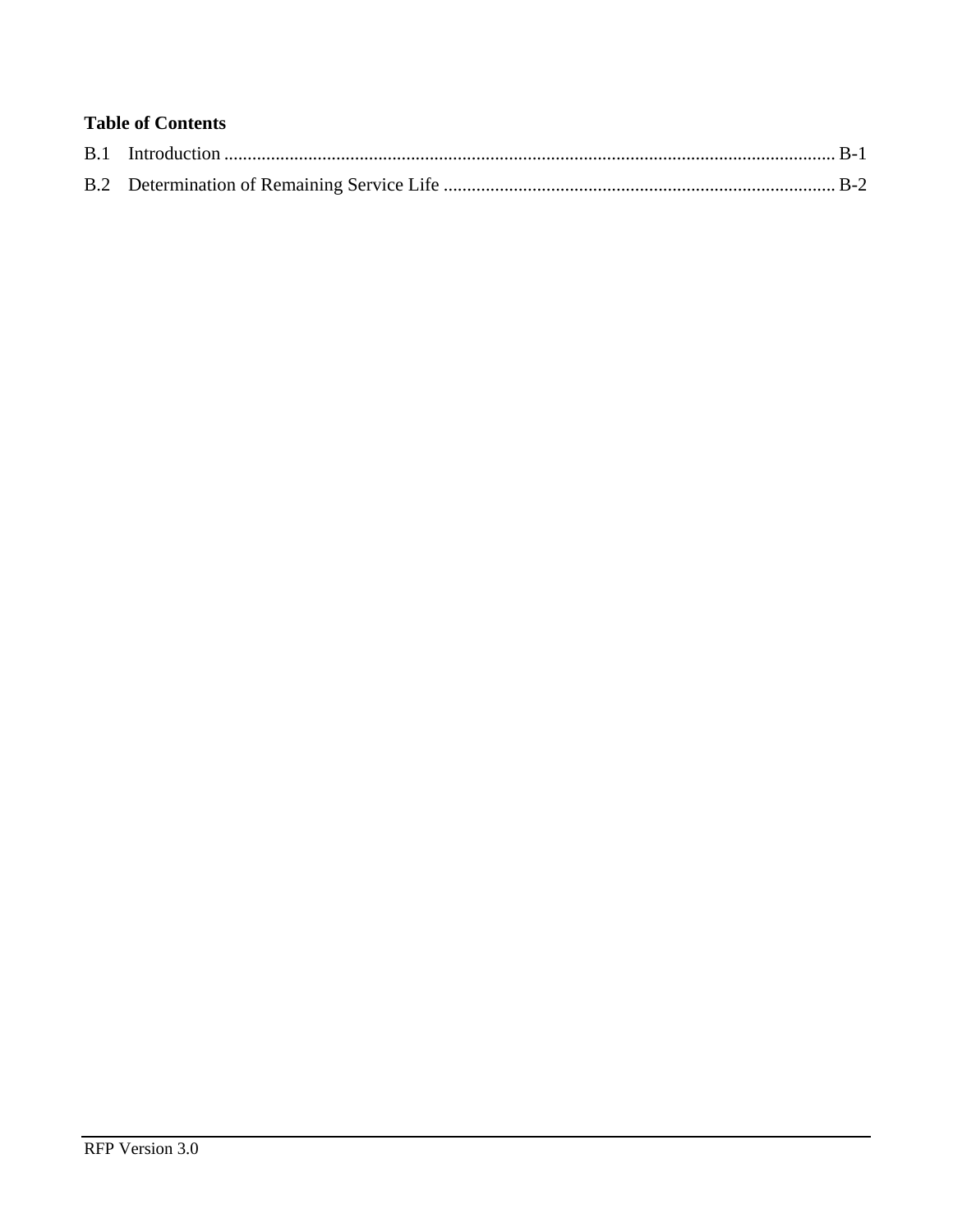**Table of Contents**

B.1 Introduction ........................................................................................................................ B-1

B.2 Determination of Remaining Service Life ..................................................................................... B-2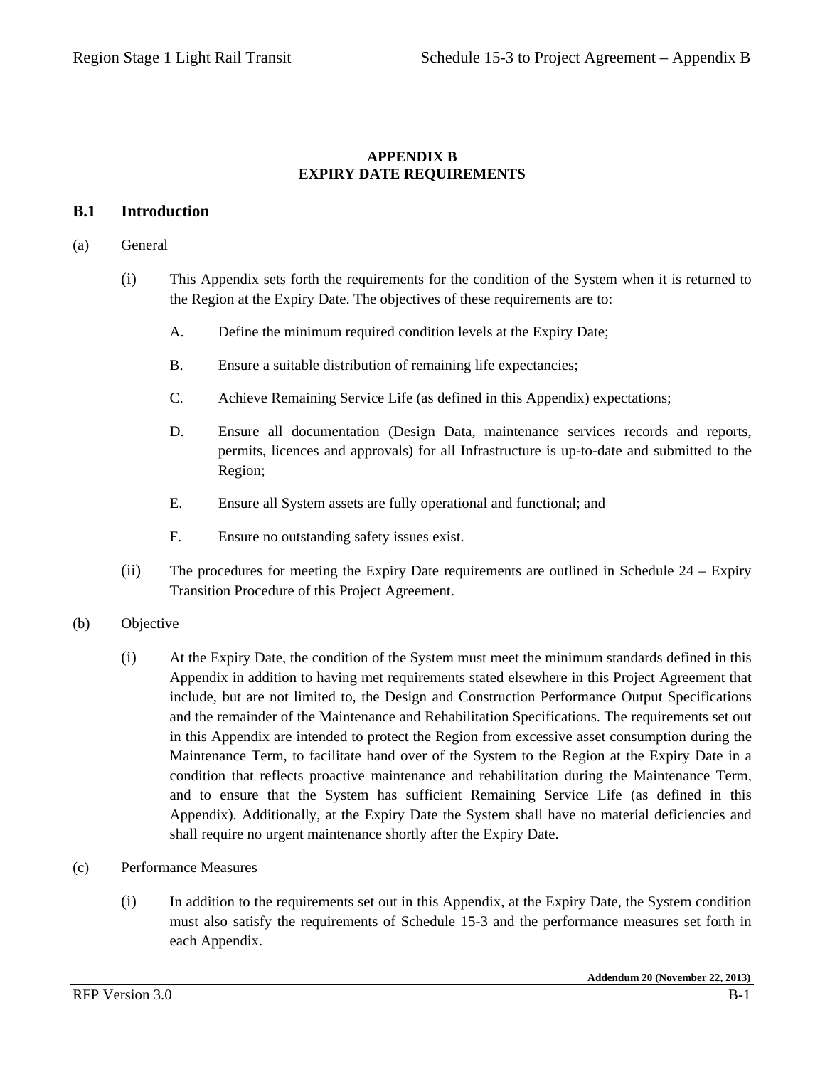# APPENDIX B
# EXPIRY DATE REQUIREMENTS

## B.1 Introduction

(a) General

(i) This Appendix sets forth the requirements for the condition of the System when it is returned to the Region at the Expiry Date. The objectives of these requirements are to:

A. Define the minimum required condition levels at the Expiry Date;

B. Ensure a suitable distribution of remaining life expectancies;

C. Achieve Remaining Service Life (as defined in this Appendix) expectations;

D. Ensure all documentation (Design Data, maintenance services records and reports, permits, licences and approvals) for all Infrastructure is up-to-date and submitted to the Region;

E. Ensure all System assets are fully operational and functional; and

F. Ensure no outstanding safety issues exist.

(ii) The procedures for meeting the Expiry Date requirements are outlined in Schedule 24 – Expiry Transition Procedure of this Project Agreement.

(b) Objective

(i) At the Expiry Date, the condition of the System must meet the minimum standards defined in this Appendix in addition to having met requirements stated elsewhere in this Project Agreement that include, but are not limited to, the Design and Construction Performance Output Specifications and the remainder of the Maintenance and Rehabilitation Specifications. The requirements set out in this Appendix are intended to protect the Region from excessive asset consumption during the Maintenance Term, to facilitate hand over of the System to the Region at the Expiry Date in a condition that reflects proactive maintenance and rehabilitation during the Maintenance Term, and to ensure that the System has sufficient Remaining Service Life (as defined in this Appendix). Additionally, at the Expiry Date the System shall have no material deficiencies and shall require no urgent maintenance shortly after the Expiry Date.

(c) Performance Measures

(i) In addition to the requirements set out in this Appendix, at the Expiry Date, the System condition must also satisfy the requirements of Schedule 15-3 and the performance measures set forth in each Appendix.

**Addendum 20 (November 22, 2013)**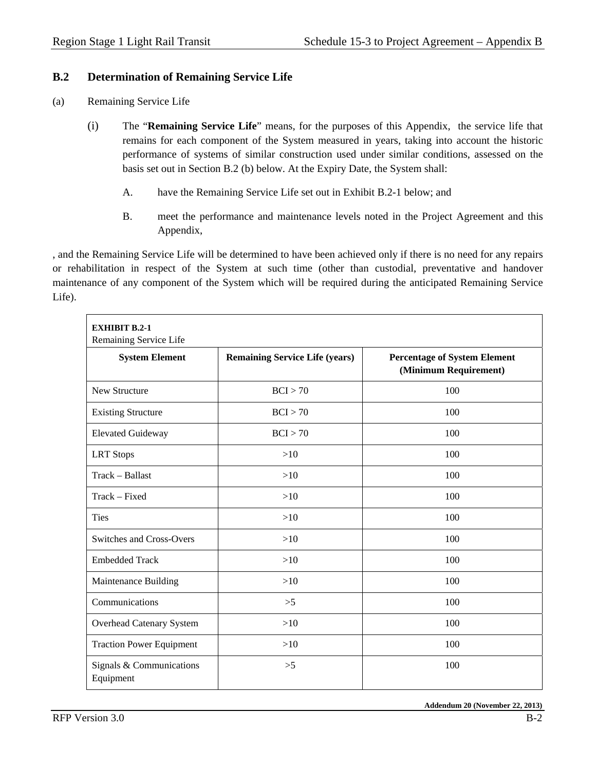## B.2 Determination of Remaining Service Life

(a) Remaining Service Life

(i) The "**Remaining Service Life**" means, for the purposes of this Appendix, the service life that remains for each component of the System measured in years, taking into account the historic performance of systems of similar construction used under similar conditions, assessed on the basis set out in Section B.2 (b) below. At the Expiry Date, the System shall:

A. have the Remaining Service Life set out in Exhibit B.2-1 below; and

B. meet the performance and maintenance levels noted in the Project Agreement and this Appendix,

, and the Remaining Service Life will be determined to have been achieved only if there is no need for any repairs or rehabilitation in respect of the System at such time (other than custodial, preventative and handover maintenance of any component of the System which will be required during the anticipated Remaining Service Life).

**EXHIBIT B.2-1**
Remaining Service Life

| System Element | Remaining Service Life (years) | Percentage of System Element (Minimum Requirement) |
|---|---|---|
| New Structure | BCI > 70 | 100 |
| Existing Structure | BCI > 70 | 100 |
| Elevated Guideway | BCI > 70 | 100 |
| LRT Stops | >10 | 100 |
| Track – Ballast | >10 | 100 |
| Track – Fixed | >10 | 100 |
| Ties | >10 | 100 |
| Switches and Cross-Overs | >10 | 100 |
| Embedded Track | >10 | 100 |
| Maintenance Building | >10 | 100 |
| Communications | >5 | 100 |
| Overhead Catenary System | >10 | 100 |
| Traction Power Equipment | >10 | 100 |
| Signals & Communications Equipment | >5 | 100 |

**Addendum 20 (November 22, 2013)**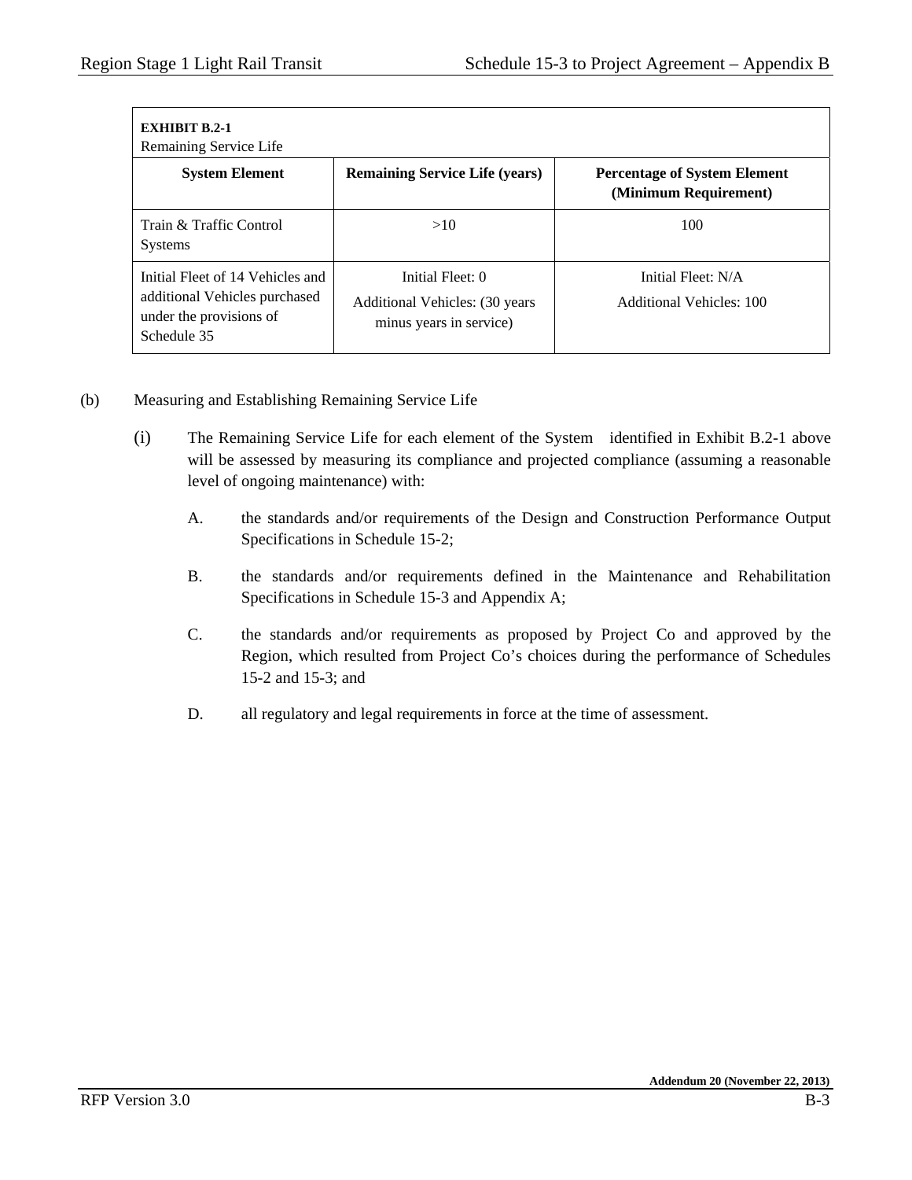| EXHIBIT B.2-1<br>Remaining Service Life | | |
|---|---|---|
| **System Element** | **Remaining Service Life (years)** | **Percentage of System Element (Minimum Requirement)** |
| Train & Traffic Control Systems | >10 | 100 |
| Initial Fleet of 14 Vehicles and additional Vehicles purchased under the provisions of Schedule 35 | Initial Fleet: 0<br>Additional Vehicles: (30 years minus years in service) | Initial Fleet: N/A<br>Additional Vehicles: 100 |

(b) Measuring and Establishing Remaining Service Life

(i) The Remaining Service Life for each element of the System identified in Exhibit B.2-1 above will be assessed by measuring its compliance and projected compliance (assuming a reasonable level of ongoing maintenance) with:

A. the standards and/or requirements of the Design and Construction Performance Output Specifications in Schedule 15-2;

B. the standards and/or requirements defined in the Maintenance and Rehabilitation Specifications in Schedule 15-3 and Appendix A;

C. the standards and/or requirements as proposed by Project Co and approved by the Region, which resulted from Project Co's choices during the performance of Schedules 15-2 and 15-3; and

D. all regulatory and legal requirements in force at the time of assessment.

Addendum 20 (November 22, 2013)